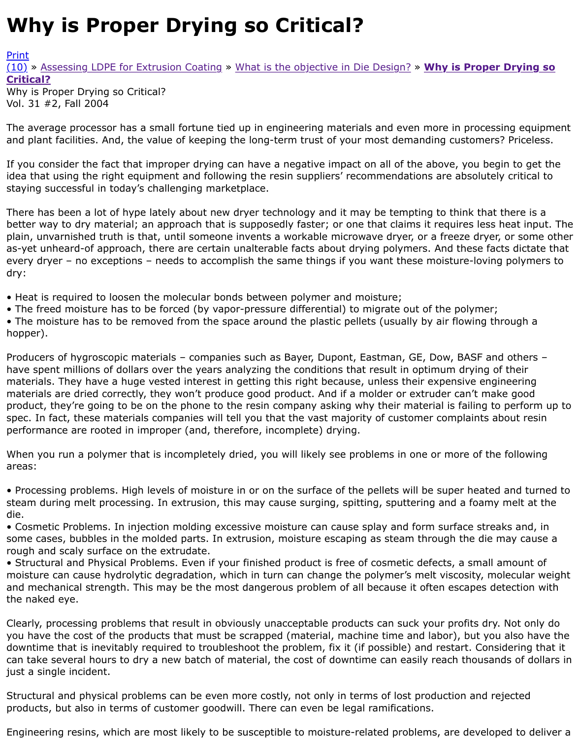# Why is Proper Drying so Critical?

Print
(10) » Assessing LDPE for Extrusion Coating » What is the objective in Die Design? » **Why is Proper Drying so Critical?**
Why is Proper Drying so Critical?
Vol. 31 #2, Fall 2004

The average processor has a small fortune tied up in engineering materials and even more in processing equipment and plant facilities. And, the value of keeping the long-term trust of your most demanding customers? Priceless.

If you consider the fact that improper drying can have a negative impact on all of the above, you begin to get the idea that using the right equipment and following the resin suppliers' recommendations are absolutely critical to staying successful in today's challenging marketplace.

There has been a lot of hype lately about new dryer technology and it may be tempting to think that there is a better way to dry material; an approach that is supposedly faster; or one that claims it requires less heat input. The plain, unvarnished truth is that, until someone invents a workable microwave dryer, or a freeze dryer, or some other as-yet unheard-of approach, there are certain unalterable facts about drying polymers. And these facts dictate that every dryer – no exceptions – needs to accomplish the same things if you want these moisture-loving polymers to dry:

• Heat is required to loosen the molecular bonds between polymer and moisture;
• The freed moisture has to be forced (by vapor-pressure differential) to migrate out of the polymer;
• The moisture has to be removed from the space around the plastic pellets (usually by air flowing through a hopper).

Producers of hygroscopic materials – companies such as Bayer, Dupont, Eastman, GE, Dow, BASF and others – have spent millions of dollars over the years analyzing the conditions that result in optimum drying of their materials. They have a huge vested interest in getting this right because, unless their expensive engineering materials are dried correctly, they won't produce good product. And if a molder or extruder can't make good product, they're going to be on the phone to the resin company asking why their material is failing to perform up to spec. In fact, these materials companies will tell you that the vast majority of customer complaints about resin performance are rooted in improper (and, therefore, incomplete) drying.

When you run a polymer that is incompletely dried, you will likely see problems in one or more of the following areas:

• Processing problems. High levels of moisture in or on the surface of the pellets will be super heated and turned to steam during melt processing. In extrusion, this may cause surging, spitting, sputtering and a foamy melt at the die.
• Cosmetic Problems. In injection molding excessive moisture can cause splay and form surface streaks and, in some cases, bubbles in the molded parts. In extrusion, moisture escaping as steam through the die may cause a rough and scaly surface on the extrudate.
• Structural and Physical Problems. Even if your finished product is free of cosmetic defects, a small amount of moisture can cause hydrolytic degradation, which in turn can change the polymer's melt viscosity, molecular weight and mechanical strength. This may be the most dangerous problem of all because it often escapes detection with the naked eye.

Clearly, processing problems that result in obviously unacceptable products can suck your profits dry. Not only do you have the cost of the products that must be scrapped (material, machine time and labor), but you also have the downtime that is inevitably required to troubleshoot the problem, fix it (if possible) and restart. Considering that it can take several hours to dry a new batch of material, the cost of downtime can easily reach thousands of dollars in just a single incident.

Structural and physical problems can be even more costly, not only in terms of lost production and rejected products, but also in terms of customer goodwill. There can even be legal ramifications.

Engineering resins, which are most likely to be susceptible to moisture-related problems, are developed to deliver a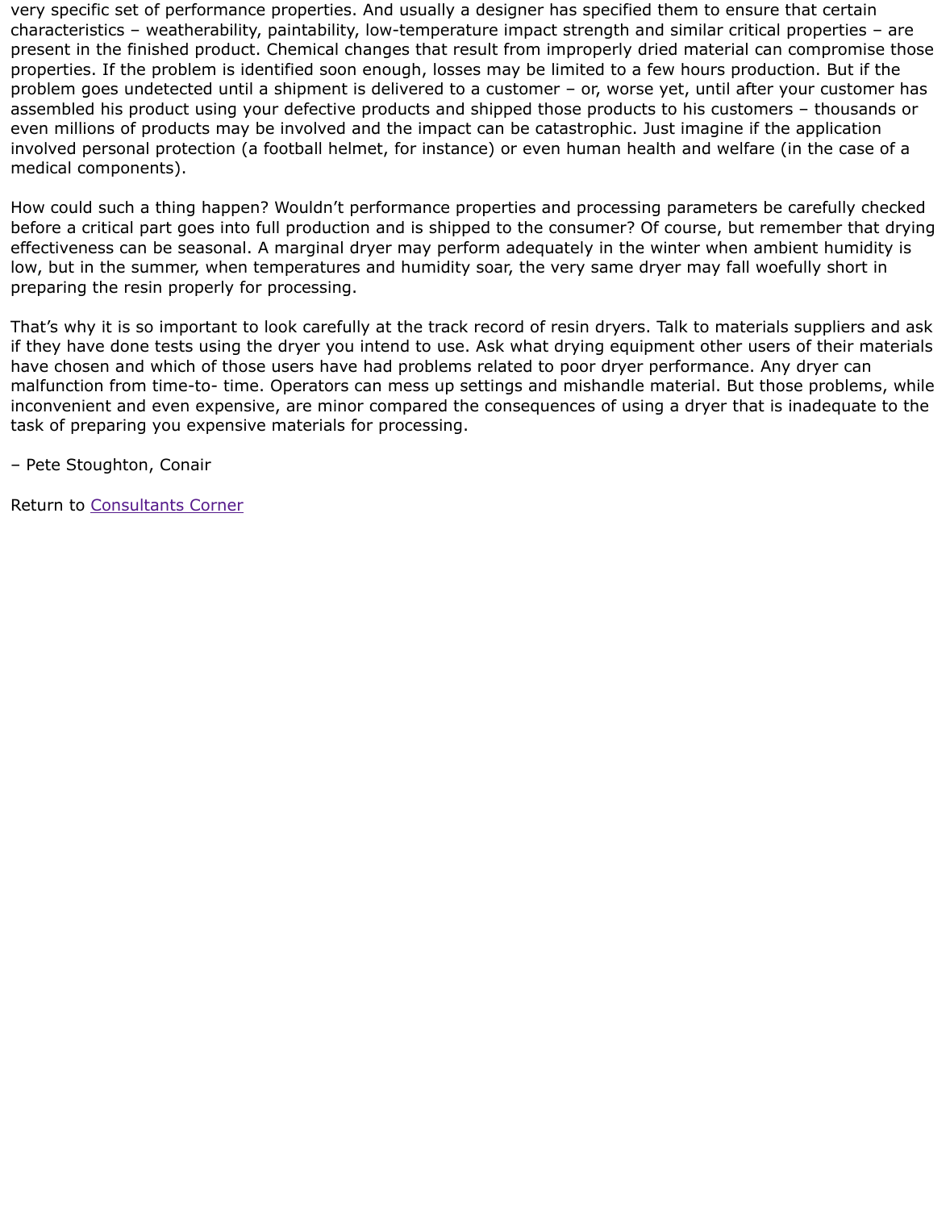very specific set of performance properties. And usually a designer has specified them to ensure that certain characteristics – weatherability, paintability, low-temperature impact strength and similar critical properties – are present in the finished product. Chemical changes that result from improperly dried material can compromise those properties. If the problem is identified soon enough, losses may be limited to a few hours production. But if the problem goes undetected until a shipment is delivered to a customer – or, worse yet, until after your customer has assembled his product using your defective products and shipped those products to his customers – thousands or even millions of products may be involved and the impact can be catastrophic. Just imagine if the application involved personal protection (a football helmet, for instance) or even human health and welfare (in the case of a medical components).

How could such a thing happen? Wouldn't performance properties and processing parameters be carefully checked before a critical part goes into full production and is shipped to the consumer? Of course, but remember that drying effectiveness can be seasonal. A marginal dryer may perform adequately in the winter when ambient humidity is low, but in the summer, when temperatures and humidity soar, the very same dryer may fall woefully short in preparing the resin properly for processing.

That's why it is so important to look carefully at the track record of resin dryers. Talk to materials suppliers and ask if they have done tests using the dryer you intend to use. Ask what drying equipment other users of their materials have chosen and which of those users have had problems related to poor dryer performance. Any dryer can malfunction from time-to- time. Operators can mess up settings and mishandle material. But those problems, while inconvenient and even expensive, are minor compared the consequences of using a dryer that is inadequate to the task of preparing you expensive materials for processing.

– Pete Stoughton, Conair

Return to Consultants Corner